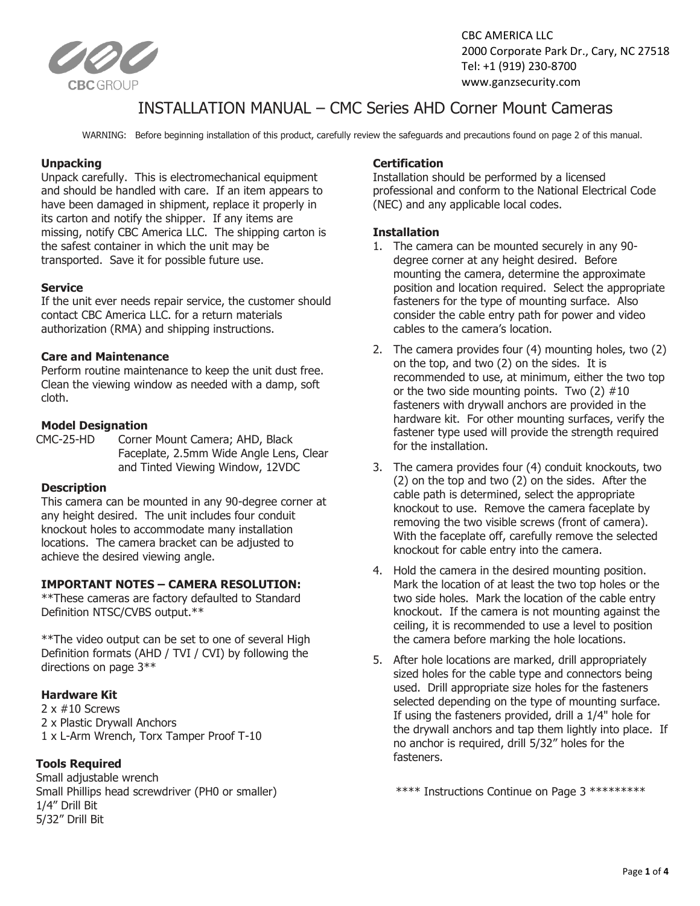CBC AMERICA LLC
2000 Corporate Park Dr., Cary, NC 27518
Tel: +1 (919) 230-8700
www.ganzsecurity.com

# INSTALLATION MANUAL – CMC Series AHD Corner Mount Cameras

WARNING: Before beginning installation of this product, carefully review the safeguards and precautions found on page 2 of this manual.

### Unpacking

Unpack carefully. This is electromechanical equipment and should be handled with care. If an item appears to have been damaged in shipment, replace it properly in its carton and notify the shipper. If any items are missing, notify CBC America LLC. The shipping carton is the safest container in which the unit may be transported. Save it for possible future use.

### Service

If the unit ever needs repair service, the customer should contact CBC America LLC. for a return materials authorization (RMA) and shipping instructions.

### Care and Maintenance

Perform routine maintenance to keep the unit dust free. Clean the viewing window as needed with a damp, soft cloth.

### Model Designation

| | |
|---|---|
| CMC-25-HD | Corner Mount Camera; AHD, Black Faceplate, 2.5mm Wide Angle Lens, Clear and Tinted Viewing Window, 12VDC |

### Description

This camera can be mounted in any 90-degree corner at any height desired. The unit includes four conduit knockout holes to accommodate many installation locations. The camera bracket can be adjusted to achieve the desired viewing angle.

### IMPORTANT NOTES – CAMERA RESOLUTION:

**These cameras are factory defaulted to Standard Definition NTSC/CVBS output.**

**The video output can be set to one of several High Definition formats (AHD / TVI / CVI) by following the directions on page 3**

### Hardware Kit

2 x #10 Screws
2 x Plastic Drywall Anchors
1 x L-Arm Wrench, Torx Tamper Proof T-10

### Tools Required

Small adjustable wrench
Small Phillips head screwdriver (PH0 or smaller)
1/4" Drill Bit
5/32" Drill Bit

### Certification

Installation should be performed by a licensed professional and conform to the National Electrical Code (NEC) and any applicable local codes.

### Installation

1. The camera can be mounted securely in any 90-degree corner at any height desired. Before mounting the camera, determine the approximate position and location required. Select the appropriate fasteners for the type of mounting surface. Also consider the cable entry path for power and video cables to the camera's location.
2. The camera provides four (4) mounting holes, two (2) on the top, and two (2) on the sides. It is recommended to use, at minimum, either the two top or the two side mounting points. Two (2) #10 fasteners with drywall anchors are provided in the hardware kit. For other mounting surfaces, verify the fastener type used will provide the strength required for the installation.
3. The camera provides four (4) conduit knockouts, two (2) on the top and two (2) on the sides. After the cable path is determined, select the appropriate knockout to use. Remove the camera faceplate by removing the two visible screws (front of camera). With the faceplate off, carefully remove the selected knockout for cable entry into the camera.
4. Hold the camera in the desired mounting position. Mark the location of at least the two top holes or the two side holes. Mark the location of the cable entry knockout. If the camera is not mounting against the ceiling, it is recommended to use a level to position the camera before marking the hole locations.
5. After hole locations are marked, drill appropriately sized holes for the cable type and connectors being used. Drill appropriate size holes for the fasteners selected depending on the type of mounting surface. If using the fasteners provided, drill a 1/4" hole for the drywall anchors and tap them lightly into place. If no anchor is required, drill 5/32" holes for the fasteners.

**** Instructions Continue on Page 3 *********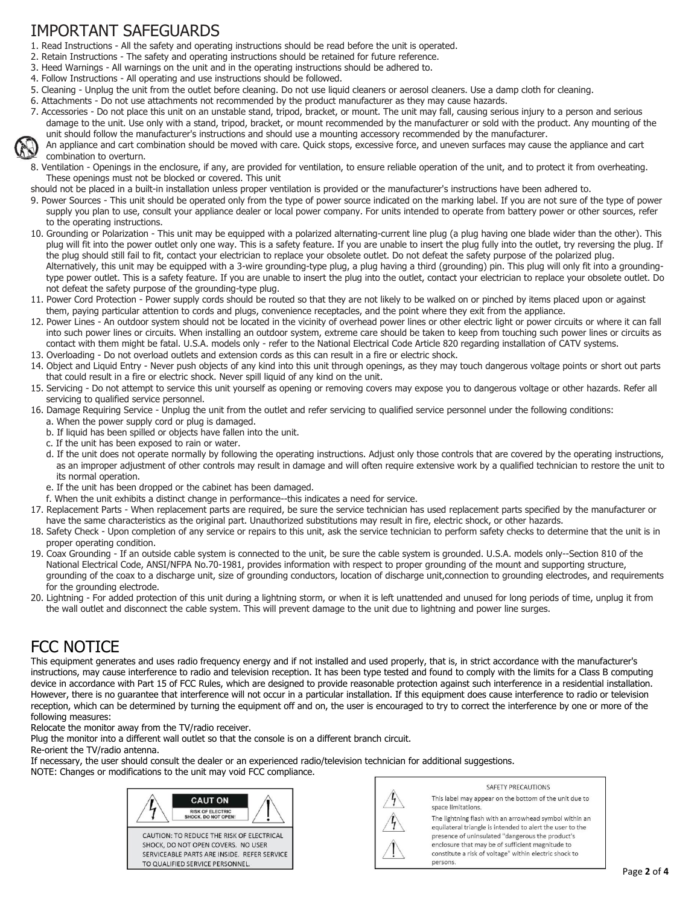# IMPORTANT SAFEGUARDS

1. Read Instructions - All the safety and operating instructions should be read before the unit is operated.
2. Retain Instructions - The safety and operating instructions should be retained for future reference.
3. Heed Warnings - All warnings on the unit and in the operating instructions should be adhered to.
4. Follow Instructions - All operating and use instructions should be followed.
5. Cleaning - Unplug the unit from the outlet before cleaning. Do not use liquid cleaners or aerosol cleaners. Use a damp cloth for cleaning.
6. Attachments - Do not use attachments not recommended by the product manufacturer as they may cause hazards.
7. Accessories - Do not place this unit on an unstable stand, tripod, bracket, or mount. The unit may fall, causing serious injury to a person and serious damage to the unit. Use only with a stand, tripod, bracket, or mount recommended by the manufacturer or sold with the product. Any mounting of the unit should follow the manufacturer's instructions and should use a mounting accessory recommended by the manufacturer.
   An appliance and cart combination should be moved with care. Quick stops, excessive force, and uneven surfaces may cause the appliance and cart combination to overturn.
8. Ventilation - Openings in the enclosure, if any, are provided for ventilation, to ensure reliable operation of the unit, and to protect it from overheating. These openings must not be blocked or covered. This unit
   should not be placed in a built-in installation unless proper ventilation is provided or the manufacturer's instructions have been adhered to.
9. Power Sources - This unit should be operated only from the type of power source indicated on the marking label. If you are not sure of the type of power supply you plan to use, consult your appliance dealer or local power company. For units intended to operate from battery power or other sources, refer to the operating instructions.
10. Grounding or Polarization - This unit may be equipped with a polarized alternating-current line plug (a plug having one blade wider than the other). This plug will fit into the power outlet only one way. This is a safety feature. If you are unable to insert the plug fully into the outlet, try reversing the plug. If the plug should still fail to fit, contact your electrician to replace your obsolete outlet. Do not defeat the safety purpose of the polarized plug. Alternatively, this unit may be equipped with a 3-wire grounding-type plug, a plug having a third (grounding) pin. This plug will only fit into a grounding-type power outlet. This is a safety feature. If you are unable to insert the plug into the outlet, contact your electrician to replace your obsolete outlet. Do not defeat the safety purpose of the grounding-type plug.
11. Power Cord Protection - Power supply cords should be routed so that they are not likely to be walked on or pinched by items placed upon or against them, paying particular attention to cords and plugs, convenience receptacles, and the point where they exit from the appliance.
12. Power Lines - An outdoor system should not be located in the vicinity of overhead power lines or other electric light or power circuits or where it can fall into such power lines or circuits. When installing an outdoor system, extreme care should be taken to keep from touching such power lines or circuits as contact with them might be fatal. U.S.A. models only - refer to the National Electrical Code Article 820 regarding installation of CATV systems.
13. Overloading - Do not overload outlets and extension cords as this can result in a fire or electric shock.
14. Object and Liquid Entry - Never push objects of any kind into this unit through openings, as they may touch dangerous voltage points or short out parts that could result in a fire or electric shock. Never spill liquid of any kind on the unit.
15. Servicing - Do not attempt to service this unit yourself as opening or removing covers may expose you to dangerous voltage or other hazards. Refer all servicing to qualified service personnel.
16. Damage Requiring Service - Unplug the unit from the outlet and refer servicing to qualified service personnel under the following conditions:
    a. When the power supply cord or plug is damaged.
    b. If liquid has been spilled or objects have fallen into the unit.
    c. If the unit has been exposed to rain or water.
    d. If the unit does not operate normally by following the operating instructions. Adjust only those controls that are covered by the operating instructions, as an improper adjustment of other controls may result in damage and will often require extensive work by a qualified technician to restore the unit to its normal operation.
    e. If the unit has been dropped or the cabinet has been damaged.
    f. When the unit exhibits a distinct change in performance--this indicates a need for service.
17. Replacement Parts - When replacement parts are required, be sure the service technician has used replacement parts specified by the manufacturer or have the same characteristics as the original part. Unauthorized substitutions may result in fire, electric shock, or other hazards.
18. Safety Check - Upon completion of any service or repairs to this unit, ask the service technician to perform safety checks to determine that the unit is in proper operating condition.
19. Coax Grounding - If an outside cable system is connected to the unit, be sure the cable system is grounded. U.S.A. models only--Section 810 of the National Electrical Code, ANSI/NFPA No.70-1981, provides information with respect to proper grounding of the mount and supporting structure, grounding of the coax to a discharge unit, size of grounding conductors, location of discharge unit,connection to grounding electrodes, and requirements for the grounding electrode.
20. Lightning - For added protection of this unit during a lightning storm, or when it is left unattended and unused for long periods of time, unplug it from the wall outlet and disconnect the cable system. This will prevent damage to the unit due to lightning and power line surges.

# FCC NOTICE

This equipment generates and uses radio frequency energy and if not installed and used properly, that is, in strict accordance with the manufacturer's instructions, may cause interference to radio and television reception. It has been type tested and found to comply with the limits for a Class B computing device in accordance with Part 15 of FCC Rules, which are designed to provide reasonable protection against such interference in a residential installation. However, there is no guarantee that interference will not occur in a particular installation. If this equipment does cause interference to radio or television reception, which can be determined by turning the equipment off and on, the user is encouraged to try to correct the interference by one or more of the following measures:

Relocate the monitor away from the TV/radio receiver.

Plug the monitor into a different wall outlet so that the console is on a different branch circuit.

Re-orient the TV/radio antenna.

If necessary, the user should consult the dealer or an experienced radio/television technician for additional suggestions.

NOTE: Changes or modifications to the unit may void FCC compliance.

**CAUT ON**
RISK OF ELECTRIC SHOCK. DO NOT OPEN!

CAUTION: TO REDUCE THE RISK OF ELECTRICAL SHOCK, DO NOT OPEN COVERS. NO USER SERVICEABLE PARTS ARE INSIDE. REFER SERVICE TO QUALIFIED SERVICE PERSONNEL.

SAFETY PRECAUTIONS

This label may appear on the bottom of the unit due to space limitations.

The lightning flash with an arrowhead symbol within an equilateral triangle is intended to alert the user to the presence of uninsulated "dangerous the product's enclosure that may be of sufficient magnitude to constitute a risk of voltage" within electric shock to persons.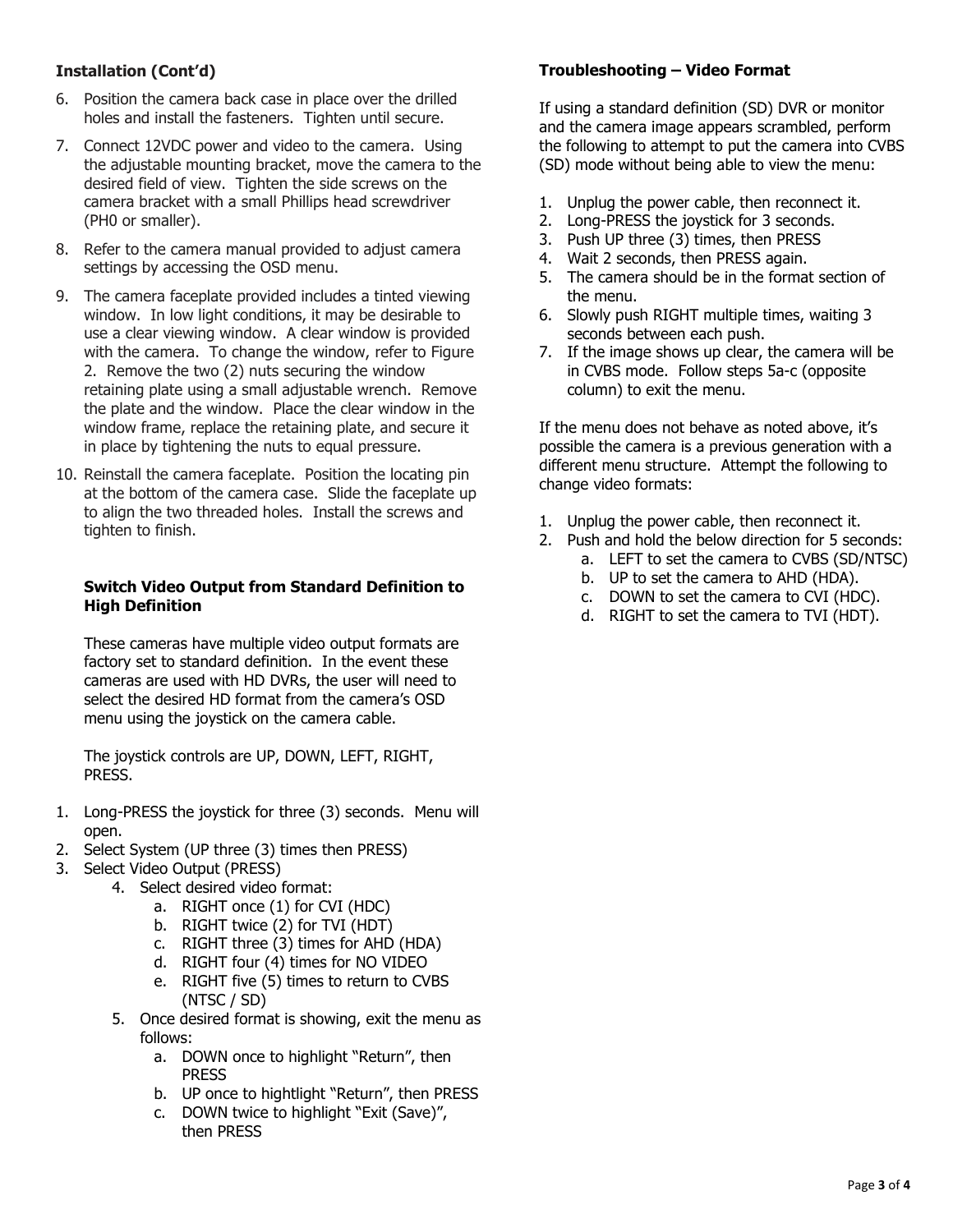## Installation (Cont'd)

6. Position the camera back case in place over the drilled holes and install the fasteners. Tighten until secure.
7. Connect 12VDC power and video to the camera. Using the adjustable mounting bracket, move the camera to the desired field of view. Tighten the side screws on the camera bracket with a small Phillips head screwdriver (PH0 or smaller).
8. Refer to the camera manual provided to adjust camera settings by accessing the OSD menu.
9. The camera faceplate provided includes a tinted viewing window. In low light conditions, it may be desirable to use a clear viewing window. A clear window is provided with the camera. To change the window, refer to Figure 2. Remove the two (2) nuts securing the window retaining plate using a small adjustable wrench. Remove the plate and the window. Place the clear window in the window frame, replace the retaining plate, and secure it in place by tightening the nuts to equal pressure.
10. Reinstall the camera faceplate. Position the locating pin at the bottom of the camera case. Slide the faceplate up to align the two threaded holes. Install the screws and tighten to finish.

### Switch Video Output from Standard Definition to High Definition

These cameras have multiple video output formats are factory set to standard definition. In the event these cameras are used with HD DVRs, the user will need to select the desired HD format from the camera's OSD menu using the joystick on the camera cable.

The joystick controls are UP, DOWN, LEFT, RIGHT, PRESS.

1. Long-PRESS the joystick for three (3) seconds. Menu will open.
2. Select System (UP three (3) times then PRESS)
3. Select Video Output (PRESS)
4. Select desired video format:
   a. RIGHT once (1) for CVI (HDC)
   b. RIGHT twice (2) for TVI (HDT)
   c. RIGHT three (3) times for AHD (HDA)
   d. RIGHT four (4) times for NO VIDEO
   e. RIGHT five (5) times to return to CVBS (NTSC / SD)
5. Once desired format is showing, exit the menu as follows:
   a. DOWN once to highlight "Return", then PRESS
   b. UP once to hightlight "Return", then PRESS
   c. DOWN twice to highlight "Exit (Save)", then PRESS

## Troubleshooting – Video Format

If using a standard definition (SD) DVR or monitor and the camera image appears scrambled, perform the following to attempt to put the camera into CVBS (SD) mode without being able to view the menu:

1. Unplug the power cable, then reconnect it.
2. Long-PRESS the joystick for 3 seconds.
3. Push UP three (3) times, then PRESS
4. Wait 2 seconds, then PRESS again.
5. The camera should be in the format section of the menu.
6. Slowly push RIGHT multiple times, waiting 3 seconds between each push.
7. If the image shows up clear, the camera will be in CVBS mode. Follow steps 5a-c (opposite column) to exit the menu.

If the menu does not behave as noted above, it's possible the camera is a previous generation with a different menu structure. Attempt the following to change video formats:

1. Unplug the power cable, then reconnect it.
2. Push and hold the below direction for 5 seconds:
   a. LEFT to set the camera to CVBS (SD/NTSC)
   b. UP to set the camera to AHD (HDA).
   c. DOWN to set the camera to CVI (HDC).
   d. RIGHT to set the camera to TVI (HDT).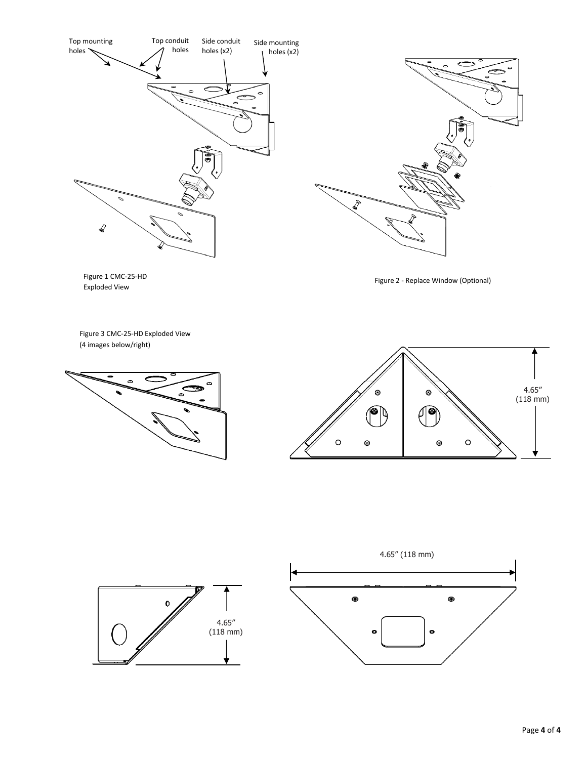Top mounting holes

Top conduit holes

Side conduit holes (x2)

Side mounting holes (x2)

Figure 1 CMC-25-HD Exploded View

Figure 2 - Replace Window (Optional)

Figure 3 CMC-25-HD Exploded View (4 images below/right)

4.65″ (118 mm)

4.65″ (118 mm)

4.65″ (118 mm)